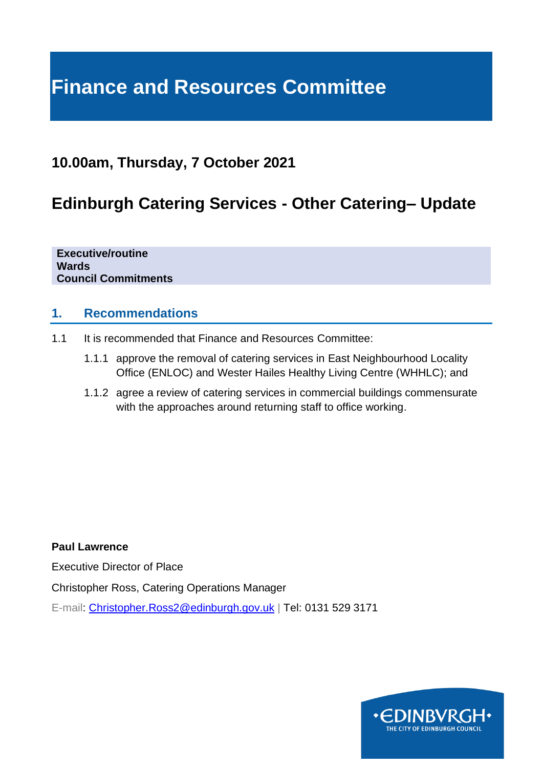# Finance and Resources Committee

## 10.00am, Thursday, 7 October 2021

## Edinburgh Catering Services - Other Catering– Update

**Executive/routine**
**Wards**
**Council Commitments**

### 1. Recommendations

1.1 It is recommended that Finance and Resources Committee:

1.1.1 approve the removal of catering services in East Neighbourhood Locality Office (ENLOC) and Wester Hailes Healthy Living Centre (WHHLC); and

1.1.2 agree a review of catering services in commercial buildings commensurate with the approaches around returning staff to office working.

**Paul Lawrence**

Executive Director of Place

Christopher Ross, Catering Operations Manager

E-mail: Christopher.Ross2@edinburgh.gov.uk | Tel: 0131 529 3171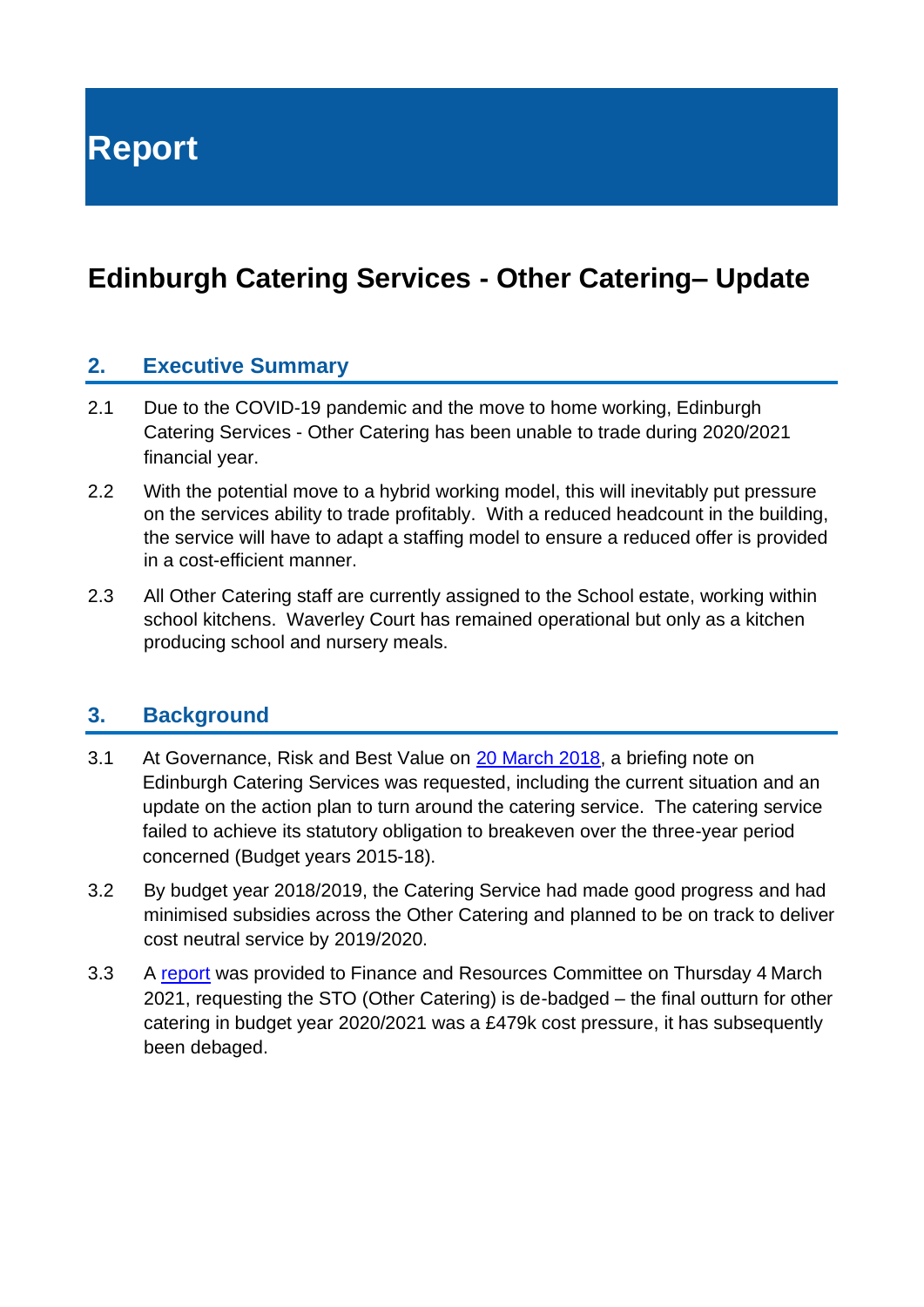# Report

## Edinburgh Catering Services - Other Catering– Update

### 2. Executive Summary

2.1 Due to the COVID-19 pandemic and the move to home working, Edinburgh Catering Services - Other Catering has been unable to trade during 2020/2021 financial year.

2.2 With the potential move to a hybrid working model, this will inevitably put pressure on the services ability to trade profitably. With a reduced headcount in the building, the service will have to adapt a staffing model to ensure a reduced offer is provided in a cost-efficient manner.

2.3 All Other Catering staff are currently assigned to the School estate, working within school kitchens. Waverley Court has remained operational but only as a kitchen producing school and nursery meals.

### 3. Background

3.1 At Governance, Risk and Best Value on 20 March 2018, a briefing note on Edinburgh Catering Services was requested, including the current situation and an update on the action plan to turn around the catering service. The catering service failed to achieve its statutory obligation to breakeven over the three-year period concerned (Budget years 2015-18).

3.2 By budget year 2018/2019, the Catering Service had made good progress and had minimised subsidies across the Other Catering and planned to be on track to deliver cost neutral service by 2019/2020.

3.3 A report was provided to Finance and Resources Committee on Thursday 4 March 2021, requesting the STO (Other Catering) is de-badged – the final outturn for other catering in budget year 2020/2021 was a £479k cost pressure, it has subsequently been debaged.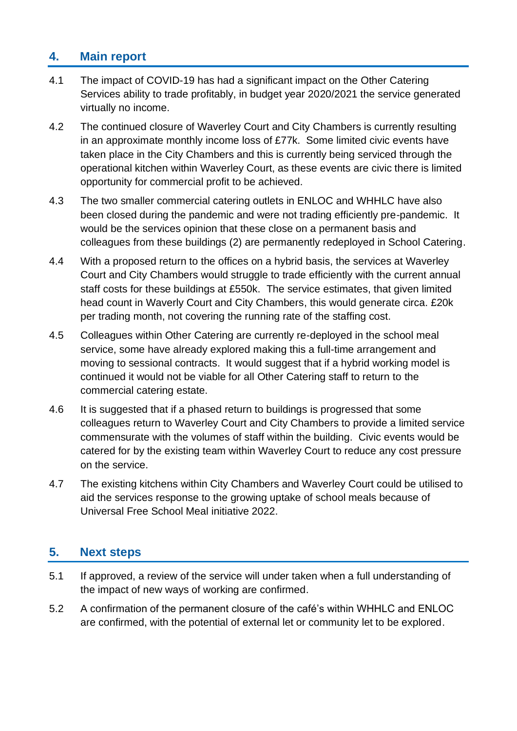## 4. Main report

4.1 The impact of COVID-19 has had a significant impact on the Other Catering Services ability to trade profitably, in budget year 2020/2021 the service generated virtually no income.

4.2 The continued closure of Waverley Court and City Chambers is currently resulting in an approximate monthly income loss of £77k. Some limited civic events have taken place in the City Chambers and this is currently being serviced through the operational kitchen within Waverley Court, as these events are civic there is limited opportunity for commercial profit to be achieved.

4.3 The two smaller commercial catering outlets in ENLOC and WHHLC have also been closed during the pandemic and were not trading efficiently pre-pandemic. It would be the services opinion that these close on a permanent basis and colleagues from these buildings (2) are permanently redeployed in School Catering.

4.4 With a proposed return to the offices on a hybrid basis, the services at Waverley Court and City Chambers would struggle to trade efficiently with the current annual staff costs for these buildings at £550k. The service estimates, that given limited head count in Waverly Court and City Chambers, this would generate circa. £20k per trading month, not covering the running rate of the staffing cost.

4.5 Colleagues within Other Catering are currently re-deployed in the school meal service, some have already explored making this a full-time arrangement and moving to sessional contracts. It would suggest that if a hybrid working model is continued it would not be viable for all Other Catering staff to return to the commercial catering estate.

4.6 It is suggested that if a phased return to buildings is progressed that some colleagues return to Waverley Court and City Chambers to provide a limited service commensurate with the volumes of staff within the building. Civic events would be catered for by the existing team within Waverley Court to reduce any cost pressure on the service.

4.7 The existing kitchens within City Chambers and Waverley Court could be utilised to aid the services response to the growing uptake of school meals because of Universal Free School Meal initiative 2022.

## 5. Next steps

5.1 If approved, a review of the service will under taken when a full understanding of the impact of new ways of working are confirmed.

5.2 A confirmation of the permanent closure of the café's within WHHLC and ENLOC are confirmed, with the potential of external let or community let to be explored.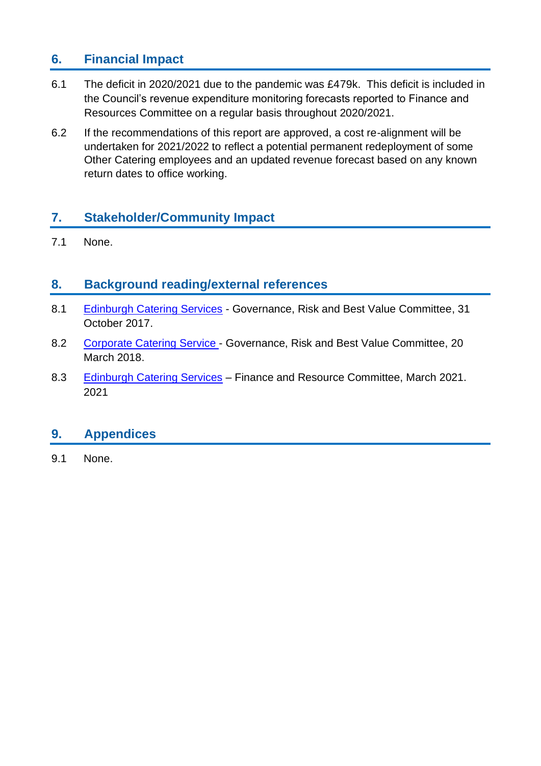## 6. Financial Impact

6.1 The deficit in 2020/2021 due to the pandemic was £479k. This deficit is included in the Council's revenue expenditure monitoring forecasts reported to Finance and Resources Committee on a regular basis throughout 2020/2021.

6.2 If the recommendations of this report are approved, a cost re-alignment will be undertaken for 2021/2022 to reflect a potential permanent redeployment of some Other Catering employees and an updated revenue forecast based on any known return dates to office working.

## 7. Stakeholder/Community Impact

7.1 None.

## 8. Background reading/external references

8.1 Edinburgh Catering Services - Governance, Risk and Best Value Committee, 31 October 2017.

8.2 Corporate Catering Service - Governance, Risk and Best Value Committee, 20 March 2018.

8.3 Edinburgh Catering Services – Finance and Resource Committee, March 2021. 2021

## 9. Appendices

9.1 None.